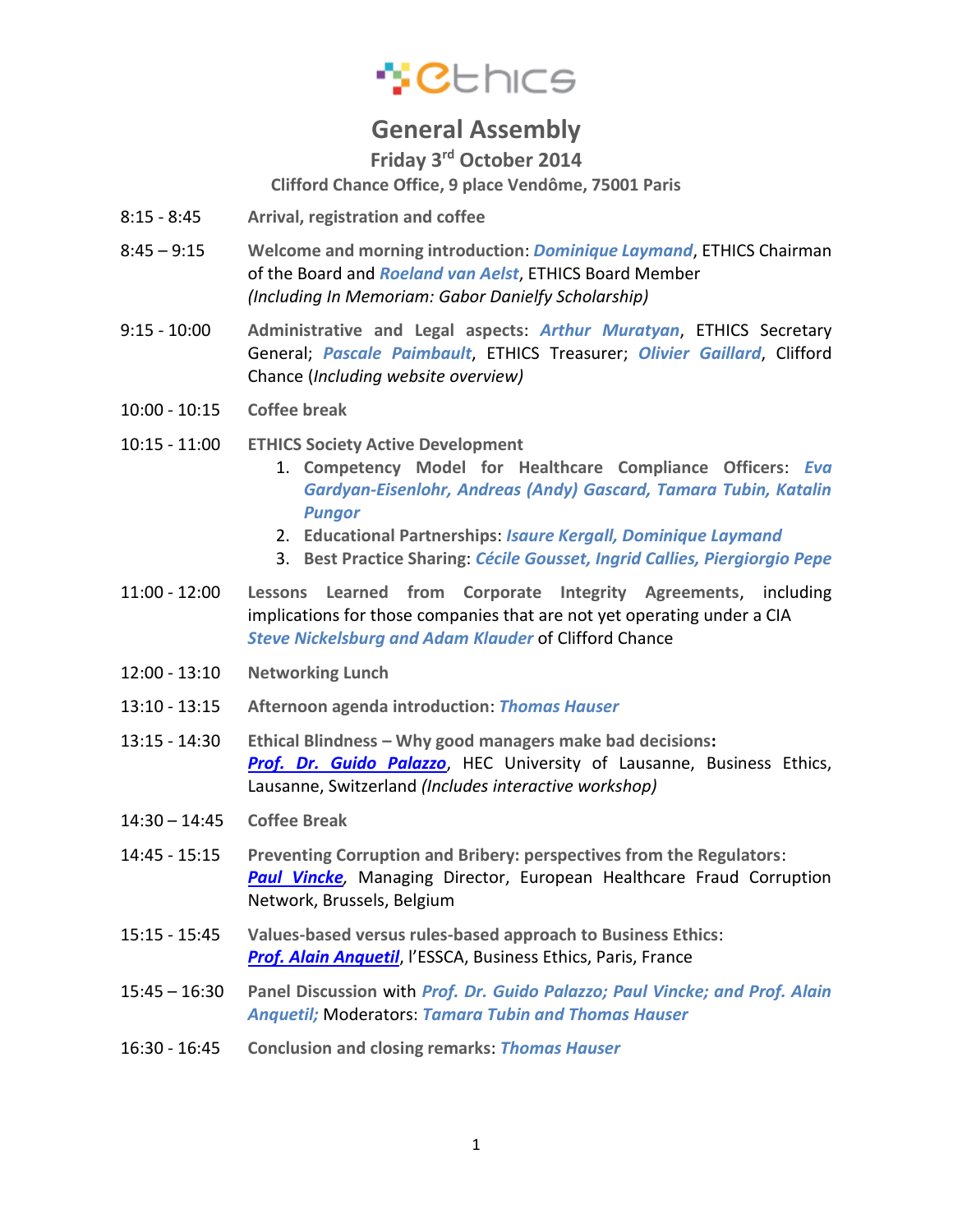# ethics

## General Assembly

### Friday 3rd October 2014

**Clifford Chance Office, 9 place Vendôme, 75001 Paris**

| | |
|---|---|
| 8:15 - 8:45 | **Arrival, registration and coffee** |
| 8:45 – 9:15 | **Welcome and morning introduction**: ***Dominique Laymand***, ETHICS Chairman of the Board and ***Roeland van Aelst***, ETHICS Board Member *(Including In Memoriam: Gabor Danielfy Scholarship)* |
| 9:15 - 10:00 | **Administrative and Legal aspects**: ***Arthur Muratyan***, ETHICS Secretary General; ***Pascale Paimbault***, ETHICS Treasurer; ***Olivier Gaillard***, Clifford Chance (*Including website overview)* |
| 10:00 - 10:15 | **Coffee break** |
| 10:15 - 11:00 | **ETHICS Society Active Development**<br>1. **Competency Model for Healthcare Compliance Officers**: ***Eva Gardyan-Eisenlohr, Andreas (Andy) Gascard, Tamara Tubin, Katalin Pungor***<br>2. **Educational Partnerships**: ***Isaure Kergall, Dominique Laymand***<br>3. **Best Practice Sharing**: ***Cécile Gousset, Ingrid Callies, Piergiorgio Pepe*** |
| 11:00 - 12:00 | **Lessons Learned from Corporate Integrity Agreements**, including implications for those companies that are not yet operating under a CIA ***Steve Nickelsburg and Adam Klauder*** of Clifford Chance |
| 12:00 - 13:10 | **Networking Lunch** |
| 13:10 - 13:15 | **Afternoon agenda introduction**: ***Thomas Hauser*** |
| 13:15 - 14:30 | **Ethical Blindness – Why good managers make bad decisions:** ***Prof. Dr. Guido Palazzo***, HEC University of Lausanne, Business Ethics, Lausanne, Switzerland *(Includes interactive workshop)* |
| 14:30 – 14:45 | **Coffee Break** |
| 14:45 - 15:15 | **Preventing Corruption and Bribery: perspectives from the Regulators**: ***Paul Vincke***, Managing Director, European Healthcare Fraud Corruption Network, Brussels, Belgium |
| 15:15 - 15:45 | **Values-based versus rules-based approach to Business Ethics**: ***Prof. Alain Anquetil***, l'ESSCA, Business Ethics, Paris, France |
| 15:45 – 16:30 | **Panel Discussion** with ***Prof. Dr. Guido Palazzo; Paul Vincke; and Prof. Alain Anquetil;*** Moderators: ***Tamara Tubin and Thomas Hauser*** |
| 16:30 - 16:45 | **Conclusion and closing remarks**: ***Thomas Hauser*** |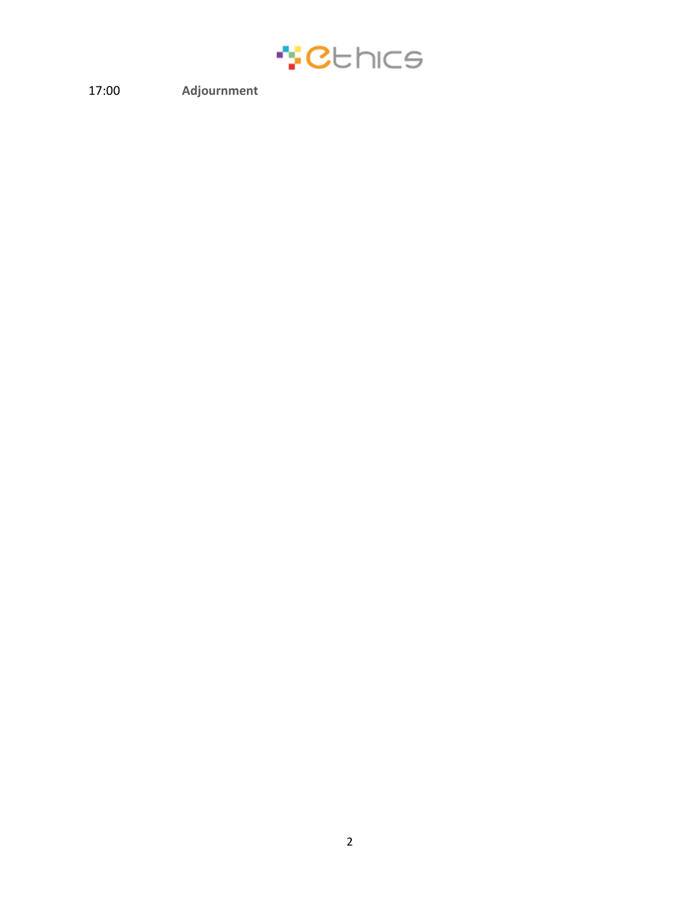17:00 **Adjournment**